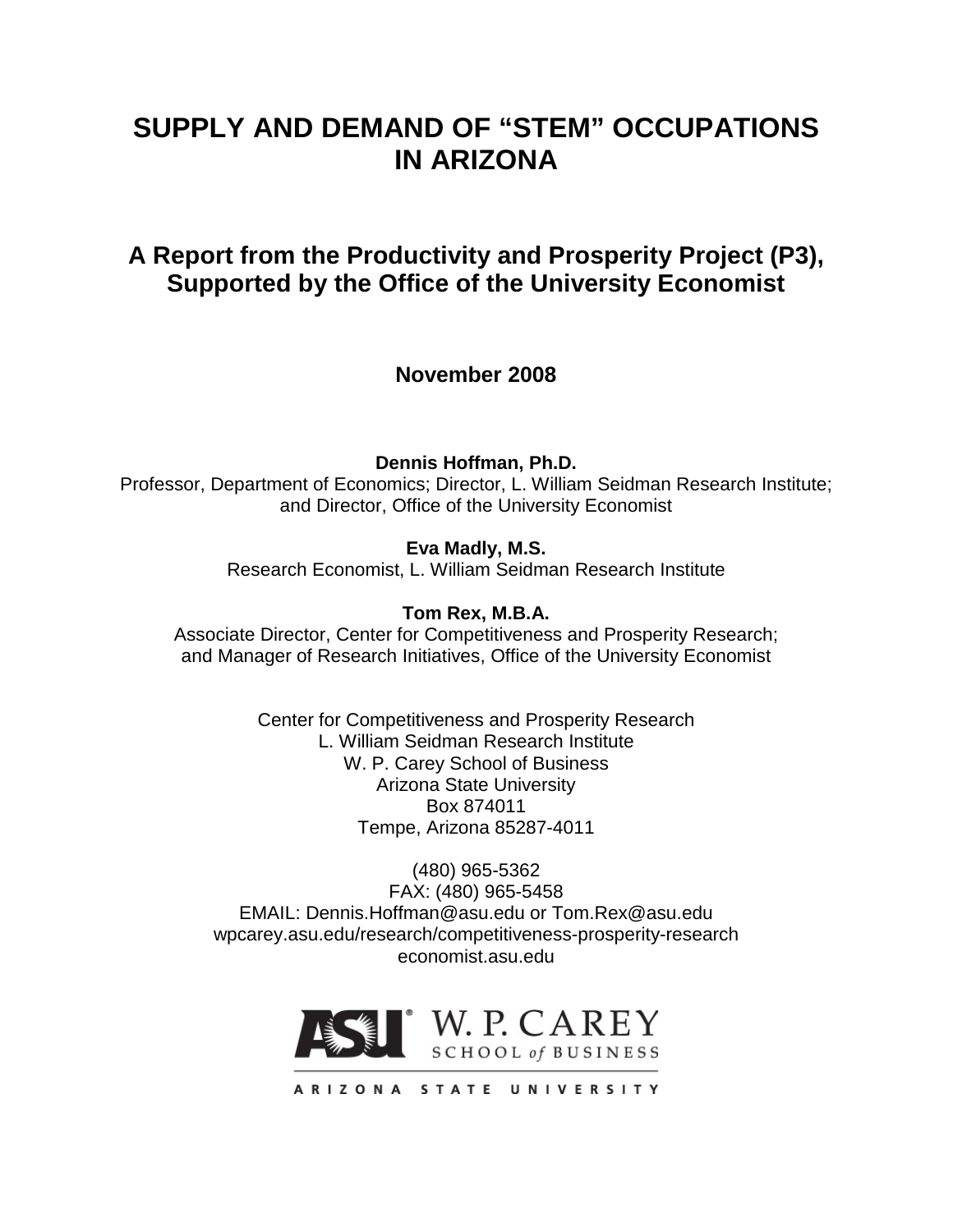# SUPPLY AND DEMAND OF "STEM" OCCUPATIONS IN ARIZONA

## A Report from the Productivity and Prosperity Project (P3), Supported by the Office of the University Economist

**November 2008**

**Dennis Hoffman, Ph.D.**
Professor, Department of Economics; Director, L. William Seidman Research Institute; and Director, Office of the University Economist

**Eva Madly, M.S.**
Research Economist, L. William Seidman Research Institute

**Tom Rex, M.B.A.**
Associate Director, Center for Competitiveness and Prosperity Research; and Manager of Research Initiatives, Office of the University Economist

Center for Competitiveness and Prosperity Research
L. William Seidman Research Institute
W. P. Carey School of Business
Arizona State University
Box 874011
Tempe, Arizona 85287-4011

(480) 965-5362
FAX: (480) 965-5458
EMAIL: Dennis.Hoffman@asu.edu or Tom.Rex@asu.edu
wpcarey.asu.edu/research/competitiveness-prosperity-research
economist.asu.edu

ASU W. P. CAREY SCHOOL of BUSINESS
ARIZONA STATE UNIVERSITY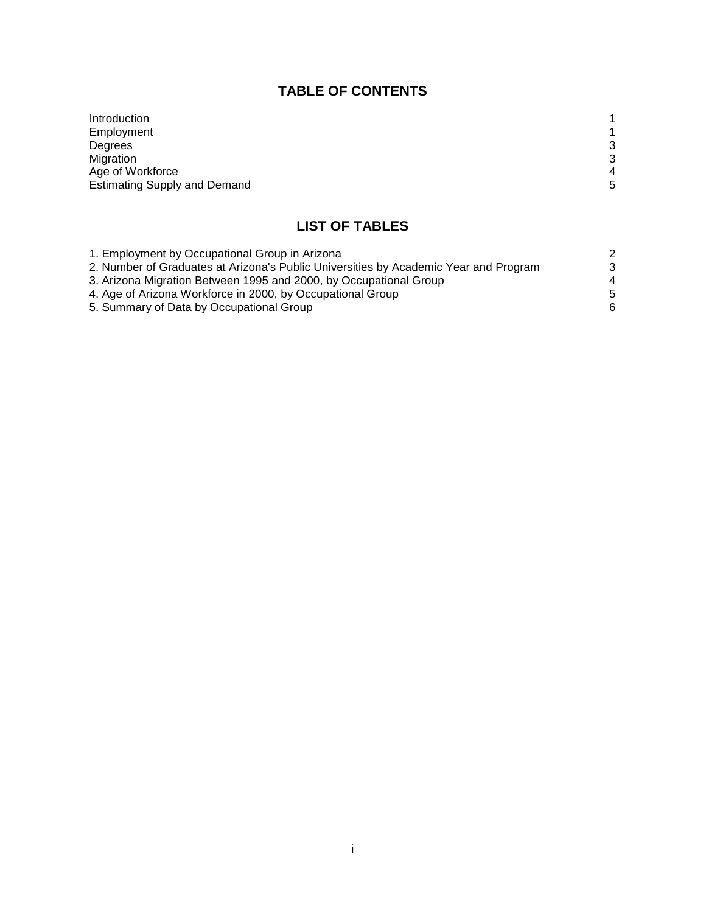## TABLE OF CONTENTS

| | |
|---|---|
| Introduction | 1 |
| Employment | 1 |
| Degrees | 3 |
| Migration | 3 |
| Age of Workforce | 4 |
| Estimating Supply and Demand | 5 |

## LIST OF TABLES

| | |
|---|---|
| 1. Employment by Occupational Group in Arizona | 2 |
| 2. Number of Graduates at Arizona's Public Universities by Academic Year and Program | 3 |
| 3. Arizona Migration Between 1995 and 2000, by Occupational Group | 4 |
| 4. Age of Arizona Workforce in 2000, by Occupational Group | 5 |
| 5. Summary of Data by Occupational Group | 6 |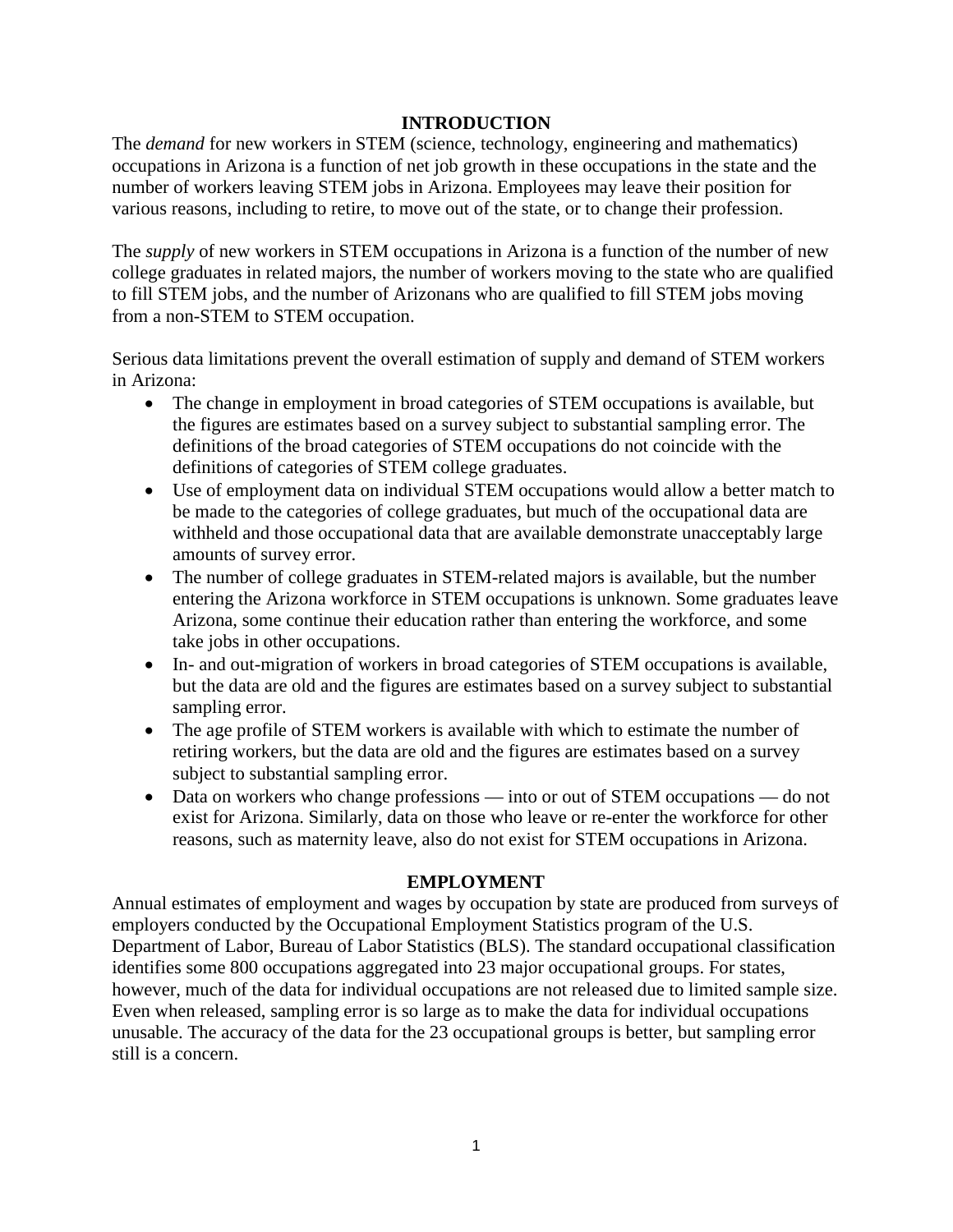## INTRODUCTION

The *demand* for new workers in STEM (science, technology, engineering and mathematics) occupations in Arizona is a function of net job growth in these occupations in the state and the number of workers leaving STEM jobs in Arizona. Employees may leave their position for various reasons, including to retire, to move out of the state, or to change their profession.

The *supply* of new workers in STEM occupations in Arizona is a function of the number of new college graduates in related majors, the number of workers moving to the state who are qualified to fill STEM jobs, and the number of Arizonans who are qualified to fill STEM jobs moving from a non-STEM to STEM occupation.

Serious data limitations prevent the overall estimation of supply and demand of STEM workers in Arizona:

- The change in employment in broad categories of STEM occupations is available, but the figures are estimates based on a survey subject to substantial sampling error. The definitions of the broad categories of STEM occupations do not coincide with the definitions of categories of STEM college graduates.
- Use of employment data on individual STEM occupations would allow a better match to be made to the categories of college graduates, but much of the occupational data are withheld and those occupational data that are available demonstrate unacceptably large amounts of survey error.
- The number of college graduates in STEM-related majors is available, but the number entering the Arizona workforce in STEM occupations is unknown. Some graduates leave Arizona, some continue their education rather than entering the workforce, and some take jobs in other occupations.
- In- and out-migration of workers in broad categories of STEM occupations is available, but the data are old and the figures are estimates based on a survey subject to substantial sampling error.
- The age profile of STEM workers is available with which to estimate the number of retiring workers, but the data are old and the figures are estimates based on a survey subject to substantial sampling error.
- Data on workers who change professions — into or out of STEM occupations — do not exist for Arizona. Similarly, data on those who leave or re-enter the workforce for other reasons, such as maternity leave, also do not exist for STEM occupations in Arizona.

## EMPLOYMENT

Annual estimates of employment and wages by occupation by state are produced from surveys of employers conducted by the Occupational Employment Statistics program of the U.S. Department of Labor, Bureau of Labor Statistics (BLS). The standard occupational classification identifies some 800 occupations aggregated into 23 major occupational groups. For states, however, much of the data for individual occupations are not released due to limited sample size. Even when released, sampling error is so large as to make the data for individual occupations unusable. The accuracy of the data for the 23 occupational groups is better, but sampling error still is a concern.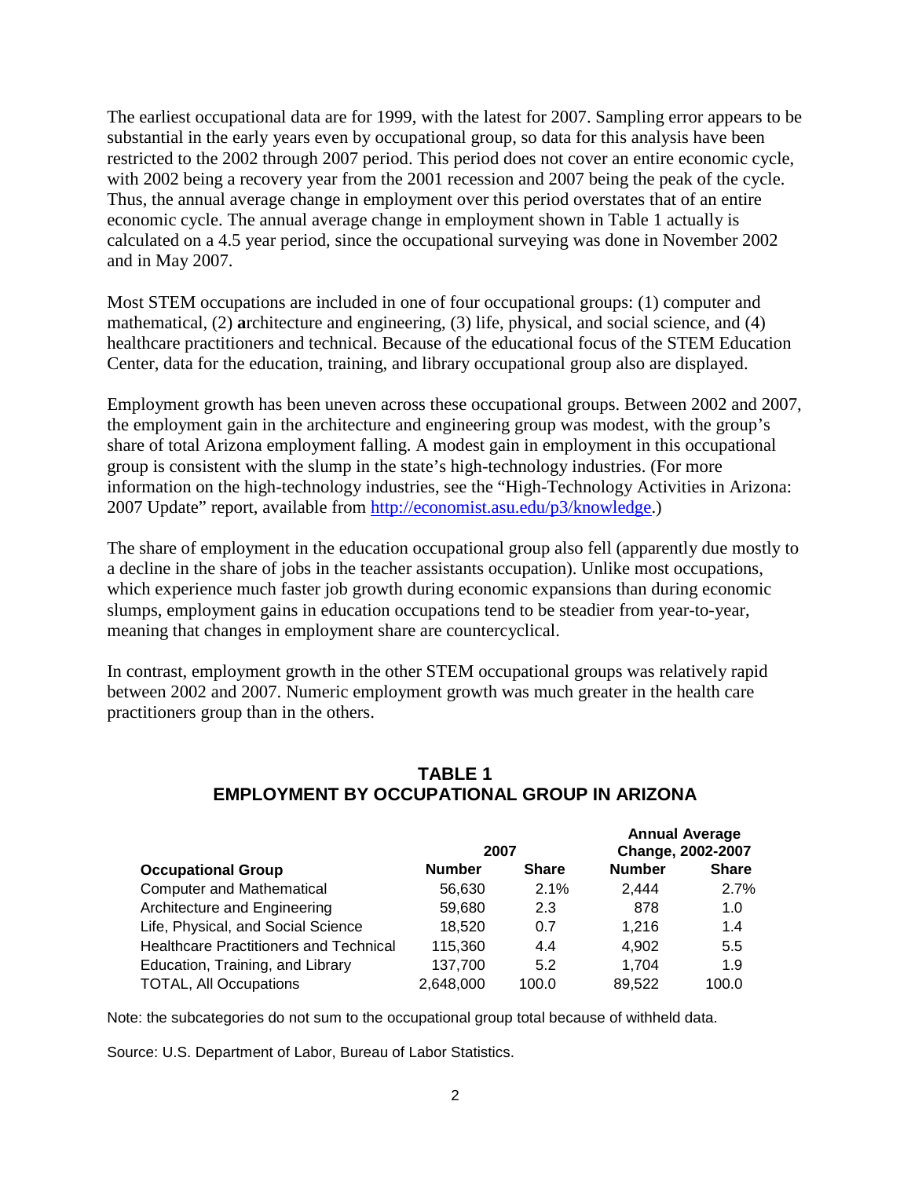The earliest occupational data are for 1999, with the latest for 2007. Sampling error appears to be substantial in the early years even by occupational group, so data for this analysis have been restricted to the 2002 through 2007 period. This period does not cover an entire economic cycle, with 2002 being a recovery year from the 2001 recession and 2007 being the peak of the cycle. Thus, the annual average change in employment over this period overstates that of an entire economic cycle. The annual average change in employment shown in Table 1 actually is calculated on a 4.5 year period, since the occupational surveying was done in November 2002 and in May 2007.

Most STEM occupations are included in one of four occupational groups: (1) computer and mathematical, (2) **a**rchitecture and engineering, (3) life, physical, and social science, and (4) healthcare practitioners and technical. Because of the educational focus of the STEM Education Center, data for the education, training, and library occupational group also are displayed.

Employment growth has been uneven across these occupational groups. Between 2002 and 2007, the employment gain in the architecture and engineering group was modest, with the group's share of total Arizona employment falling. A modest gain in employment in this occupational group is consistent with the slump in the state's high-technology industries. (For more information on the high-technology industries, see the "High-Technology Activities in Arizona: 2007 Update" report, available from http://economist.asu.edu/p3/knowledge.)

The share of employment in the education occupational group also fell (apparently due mostly to a decline in the share of jobs in the teacher assistants occupation). Unlike most occupations, which experience much faster job growth during economic expansions than during economic slumps, employment gains in education occupations tend to be steadier from year-to-year, meaning that changes in employment share are countercyclical.

In contrast, employment growth in the other STEM occupational groups was relatively rapid between 2002 and 2007. Numeric employment growth was much greater in the health care practitioners group than in the others.

## TABLE 1
## EMPLOYMENT BY OCCUPATIONAL GROUP IN ARIZONA

| | 2007 | | Annual Average Change, 2002-2007 | |
|---|---|---|---|---|
| **Occupational Group** | **Number** | **Share** | **Number** | **Share** |
| Computer and Mathematical | 56,630 | 2.1% | 2,444 | 2.7% |
| Architecture and Engineering | 59,680 | 2.3 | 878 | 1.0 |
| Life, Physical, and Social Science | 18,520 | 0.7 | 1,216 | 1.4 |
| Healthcare Practitioners and Technical | 115,360 | 4.4 | 4,902 | 5.5 |
| Education, Training, and Library | 137,700 | 5.2 | 1,704 | 1.9 |
| TOTAL, All Occupations | 2,648,000 | 100.0 | 89,522 | 100.0 |

Note: the subcategories do not sum to the occupational group total because of withheld data.

Source: U.S. Department of Labor, Bureau of Labor Statistics.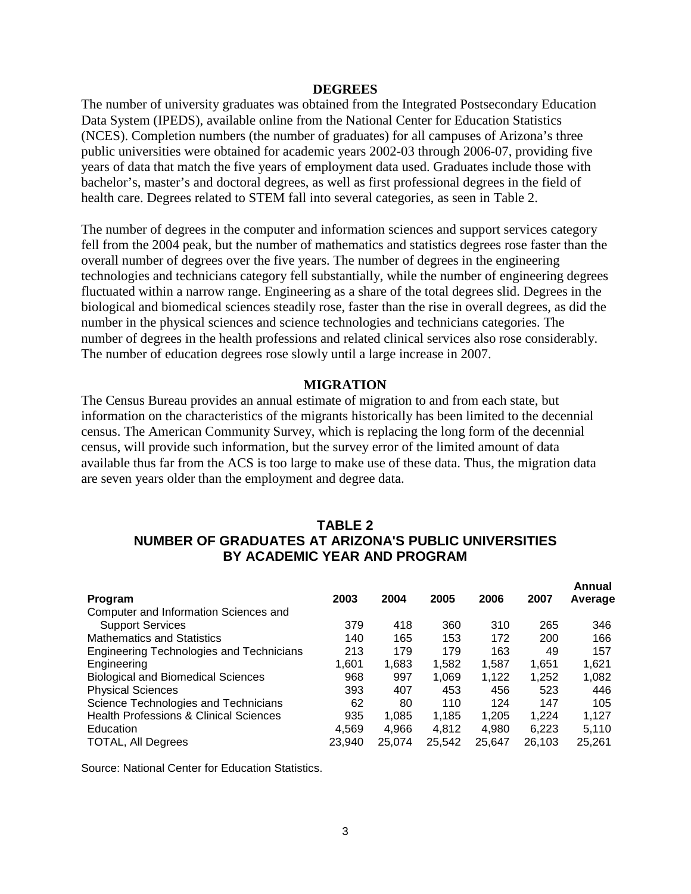## DEGREES

The number of university graduates was obtained from the Integrated Postsecondary Education Data System (IPEDS), available online from the National Center for Education Statistics (NCES). Completion numbers (the number of graduates) for all campuses of Arizona's three public universities were obtained for academic years 2002-03 through 2006-07, providing five years of data that match the five years of employment data used. Graduates include those with bachelor's, master's and doctoral degrees, as well as first professional degrees in the field of health care. Degrees related to STEM fall into several categories, as seen in Table 2.

The number of degrees in the computer and information sciences and support services category fell from the 2004 peak, but the number of mathematics and statistics degrees rose faster than the overall number of degrees over the five years. The number of degrees in the engineering technologies and technicians category fell substantially, while the number of engineering degrees fluctuated within a narrow range. Engineering as a share of the total degrees slid. Degrees in the biological and biomedical sciences steadily rose, faster than the rise in overall degrees, as did the number in the physical sciences and science technologies and technicians categories. The number of degrees in the health professions and related clinical services also rose considerably. The number of education degrees rose slowly until a large increase in 2007.

## MIGRATION

The Census Bureau provides an annual estimate of migration to and from each state, but information on the characteristics of the migrants historically has been limited to the decennial census. The American Community Survey, which is replacing the long form of the decennial census, will provide such information, but the survey error of the limited amount of data available thus far from the ACS is too large to make use of these data. Thus, the migration data are seven years older than the employment and degree data.

### TABLE 2
### NUMBER OF GRADUATES AT ARIZONA'S PUBLIC UNIVERSITIES BY ACADEMIC YEAR AND PROGRAM

| Program | 2003 | 2004 | 2005 | 2006 | 2007 | Annual Average |
|---|---|---|---|---|---|---|
| Computer and Information Sciences and Support Services | 379 | 418 | 360 | 310 | 265 | 346 |
| Mathematics and Statistics | 140 | 165 | 153 | 172 | 200 | 166 |
| Engineering Technologies and Technicians | 213 | 179 | 179 | 163 | 49 | 157 |
| Engineering | 1,601 | 1,683 | 1,582 | 1,587 | 1,651 | 1,621 |
| Biological and Biomedical Sciences | 968 | 997 | 1,069 | 1,122 | 1,252 | 1,082 |
| Physical Sciences | 393 | 407 | 453 | 456 | 523 | 446 |
| Science Technologies and Technicians | 62 | 80 | 110 | 124 | 147 | 105 |
| Health Professions & Clinical Sciences | 935 | 1,085 | 1,185 | 1,205 | 1,224 | 1,127 |
| Education | 4,569 | 4,966 | 4,812 | 4,980 | 6,223 | 5,110 |
| TOTAL, All Degrees | 23,940 | 25,074 | 25,542 | 25,647 | 26,103 | 25,261 |

Source: National Center for Education Statistics.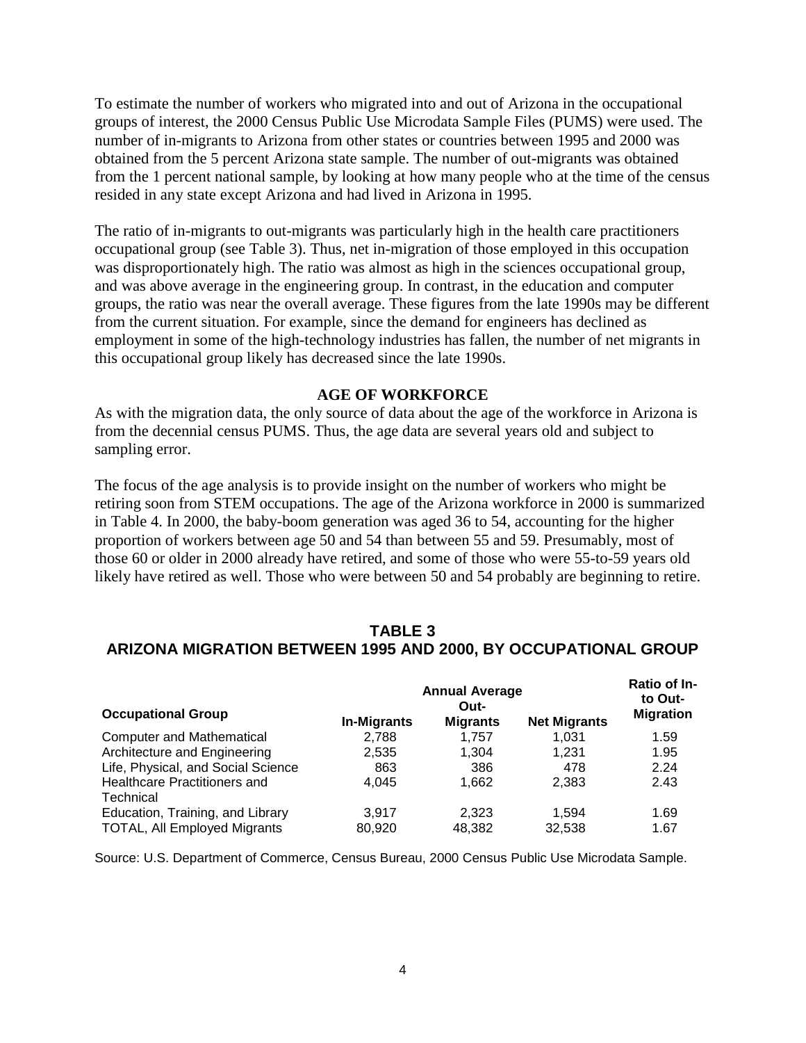To estimate the number of workers who migrated into and out of Arizona in the occupational groups of interest, the 2000 Census Public Use Microdata Sample Files (PUMS) were used. The number of in-migrants to Arizona from other states or countries between 1995 and 2000 was obtained from the 5 percent Arizona state sample. The number of out-migrants was obtained from the 1 percent national sample, by looking at how many people who at the time of the census resided in any state except Arizona and had lived in Arizona in 1995.

The ratio of in-migrants to out-migrants was particularly high in the health care practitioners occupational group (see Table 3). Thus, net in-migration of those employed in this occupation was disproportionately high. The ratio was almost as high in the sciences occupational group, and was above average in the engineering group. In contrast, in the education and computer groups, the ratio was near the overall average. These figures from the late 1990s may be different from the current situation. For example, since the demand for engineers has declined as employment in some of the high-technology industries has fallen, the number of net migrants in this occupational group likely has decreased since the late 1990s.

## AGE OF WORKFORCE

As with the migration data, the only source of data about the age of the workforce in Arizona is from the decennial census PUMS. Thus, the age data are several years old and subject to sampling error.

The focus of the age analysis is to provide insight on the number of workers who might be retiring soon from STEM occupations. The age of the Arizona workforce in 2000 is summarized in Table 4. In 2000, the baby-boom generation was aged 36 to 54, accounting for the higher proportion of workers between age 50 and 54 than between 55 and 59. Presumably, most of those 60 or older in 2000 already have retired, and some of those who were 55-to-59 years old likely have retired as well. Those who were between 50 and 54 probably are beginning to retire.

### TABLE 3
### ARIZONA MIGRATION BETWEEN 1995 AND 2000, BY OCCUPATIONAL GROUP

| Occupational Group | Annual Average | | | Ratio of In-to Out-Migration |
|---|---|---|---|---|
| | In-Migrants | Out-Migrants | Net Migrants | |
| Computer and Mathematical | 2,788 | 1,757 | 1,031 | 1.59 |
| Architecture and Engineering | 2,535 | 1,304 | 1,231 | 1.95 |
| Life, Physical, and Social Science | 863 | 386 | 478 | 2.24 |
| Healthcare Practitioners and Technical | 4,045 | 1,662 | 2,383 | 2.43 |
| Education, Training, and Library | 3,917 | 2,323 | 1,594 | 1.69 |
| TOTAL, All Employed Migrants | 80,920 | 48,382 | 32,538 | 1.67 |

Source: U.S. Department of Commerce, Census Bureau, 2000 Census Public Use Microdata Sample.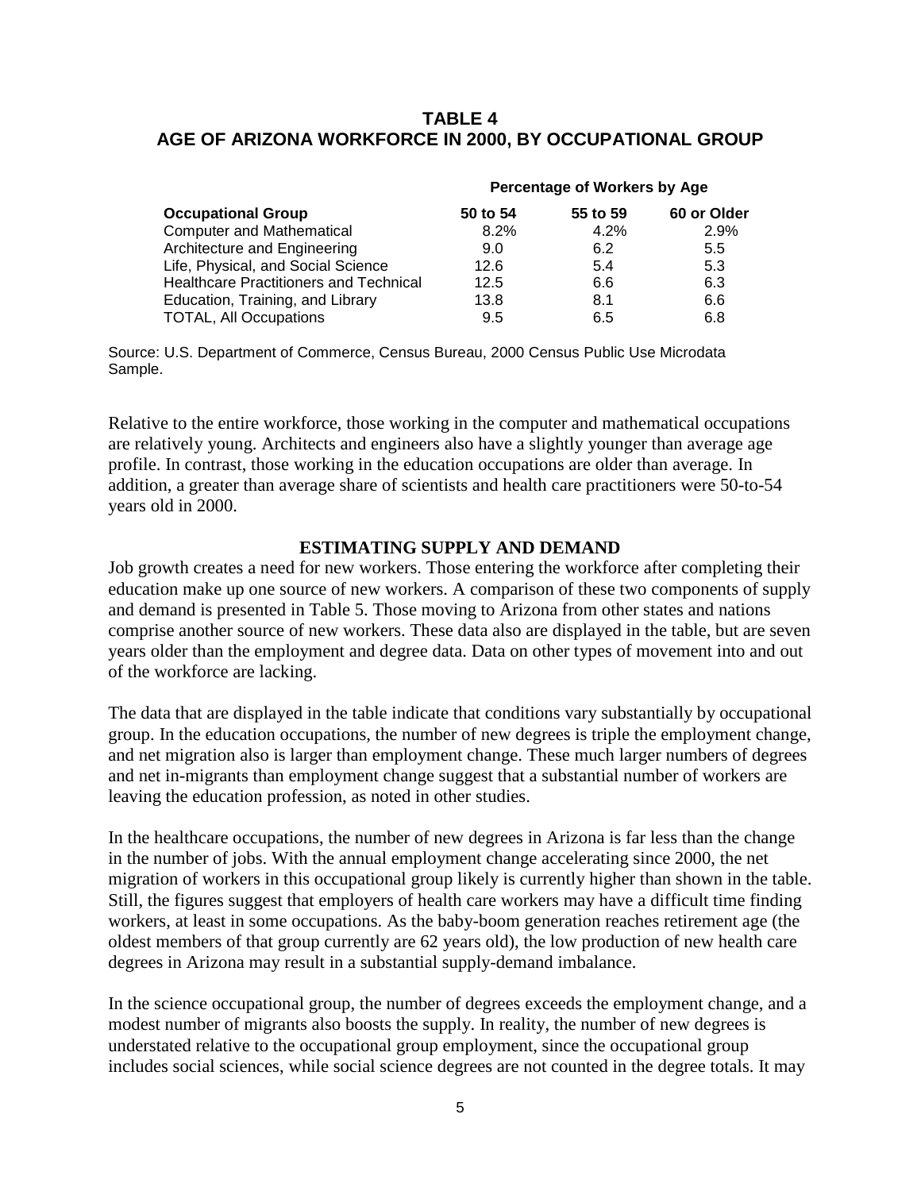## TABLE 4
## AGE OF ARIZONA WORKFORCE IN 2000, BY OCCUPATIONAL GROUP

| | Percentage of Workers by Age | | |
|---|---|---|---|
| **Occupational Group** | **50 to 54** | **55 to 59** | **60 or Older** |
| Computer and Mathematical | 8.2% | 4.2% | 2.9% |
| Architecture and Engineering | 9.0 | 6.2 | 5.5 |
| Life, Physical, and Social Science | 12.6 | 5.4 | 5.3 |
| Healthcare Practitioners and Technical | 12.5 | 6.6 | 6.3 |
| Education, Training, and Library | 13.8 | 8.1 | 6.6 |
| TOTAL, All Occupations | 9.5 | 6.5 | 6.8 |

Source: U.S. Department of Commerce, Census Bureau, 2000 Census Public Use Microdata Sample.

Relative to the entire workforce, those working in the computer and mathematical occupations are relatively young. Architects and engineers also have a slightly younger than average age profile. In contrast, those working in the education occupations are older than average. In addition, a greater than average share of scientists and health care practitioners were 50-to-54 years old in 2000.

### ESTIMATING SUPPLY AND DEMAND

Job growth creates a need for new workers. Those entering the workforce after completing their education make up one source of new workers. A comparison of these two components of supply and demand is presented in Table 5. Those moving to Arizona from other states and nations comprise another source of new workers. These data also are displayed in the table, but are seven years older than the employment and degree data. Data on other types of movement into and out of the workforce are lacking.

The data that are displayed in the table indicate that conditions vary substantially by occupational group. In the education occupations, the number of new degrees is triple the employment change, and net migration also is larger than employment change. These much larger numbers of degrees and net in-migrants than employment change suggest that a substantial number of workers are leaving the education profession, as noted in other studies.

In the healthcare occupations, the number of new degrees in Arizona is far less than the change in the number of jobs. With the annual employment change accelerating since 2000, the net migration of workers in this occupational group likely is currently higher than shown in the table. Still, the figures suggest that employers of health care workers may have a difficult time finding workers, at least in some occupations. As the baby-boom generation reaches retirement age (the oldest members of that group currently are 62 years old), the low production of new health care degrees in Arizona may result in a substantial supply-demand imbalance.

In the science occupational group, the number of degrees exceeds the employment change, and a modest number of migrants also boosts the supply. In reality, the number of new degrees is understated relative to the occupational group employment, since the occupational group includes social sciences, while social science degrees are not counted in the degree totals. It may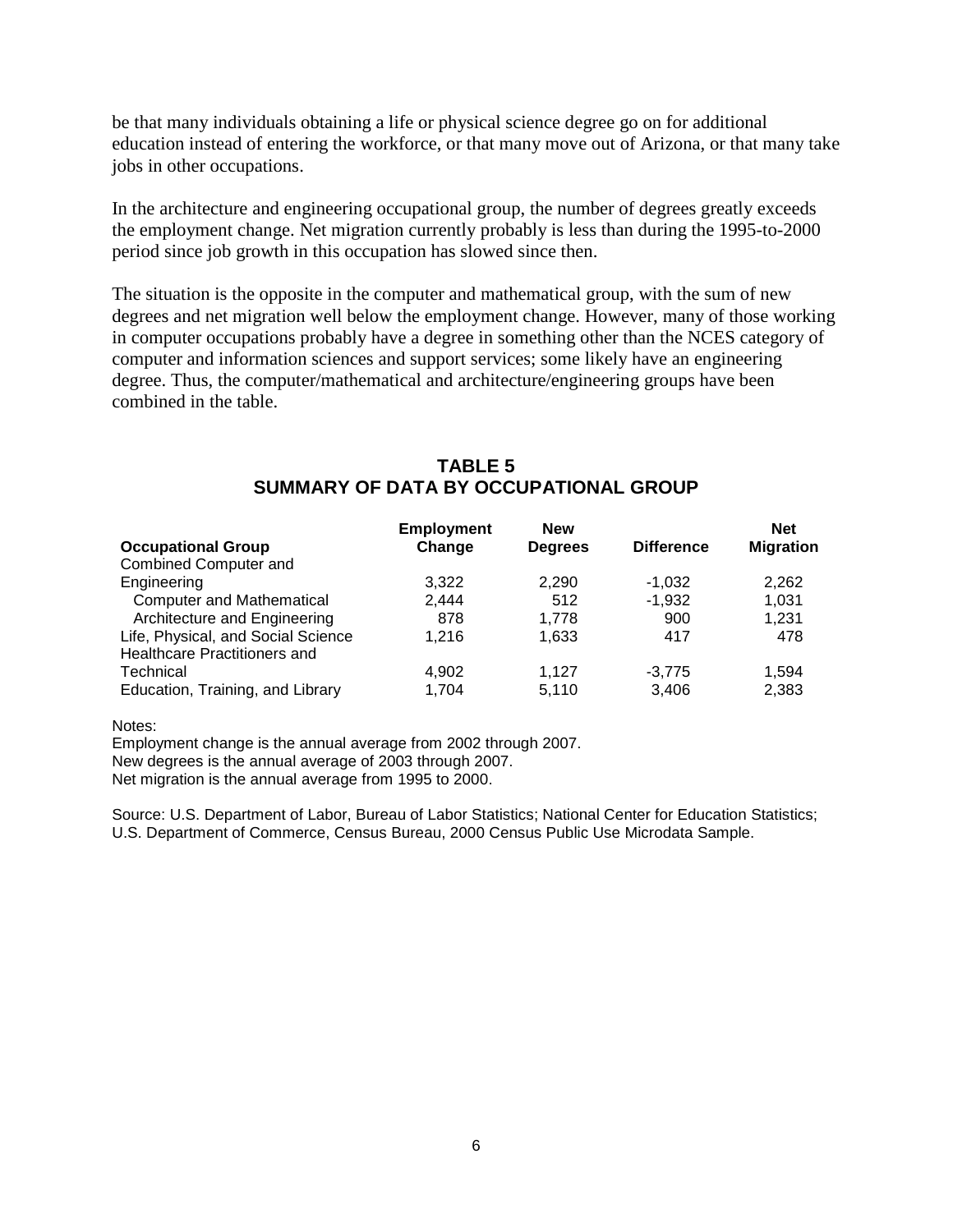be that many individuals obtaining a life or physical science degree go on for additional education instead of entering the workforce, or that many move out of Arizona, or that many take jobs in other occupations.

In the architecture and engineering occupational group, the number of degrees greatly exceeds the employment change. Net migration currently probably is less than during the 1995-to-2000 period since job growth in this occupation has slowed since then.

The situation is the opposite in the computer and mathematical group, with the sum of new degrees and net migration well below the employment change. However, many of those working in computer occupations probably have a degree in something other than the NCES category of computer and information sciences and support services; some likely have an engineering degree. Thus, the computer/mathematical and architecture/engineering groups have been combined in the table.

## TABLE 5
## SUMMARY OF DATA BY OCCUPATIONAL GROUP

| Occupational Group | Employment Change | New Degrees | Difference | Net Migration |
|---|---|---|---|---|
| Combined Computer and Engineering | 3,322 | 2,290 | -1,032 | 2,262 |
| Computer and Mathematical | 2,444 | 512 | -1,932 | 1,031 |
| Architecture and Engineering | 878 | 1,778 | 900 | 1,231 |
| Life, Physical, and Social Science | 1,216 | 1,633 | 417 | 478 |
| Healthcare Practitioners and Technical | 4,902 | 1,127 | -3,775 | 1,594 |
| Education, Training, and Library | 1,704 | 5,110 | 3,406 | 2,383 |

Notes:
Employment change is the annual average from 2002 through 2007.
New degrees is the annual average of 2003 through 2007.
Net migration is the annual average from 1995 to 2000.

Source: U.S. Department of Labor, Bureau of Labor Statistics; National Center for Education Statistics; U.S. Department of Commerce, Census Bureau, 2000 Census Public Use Microdata Sample.